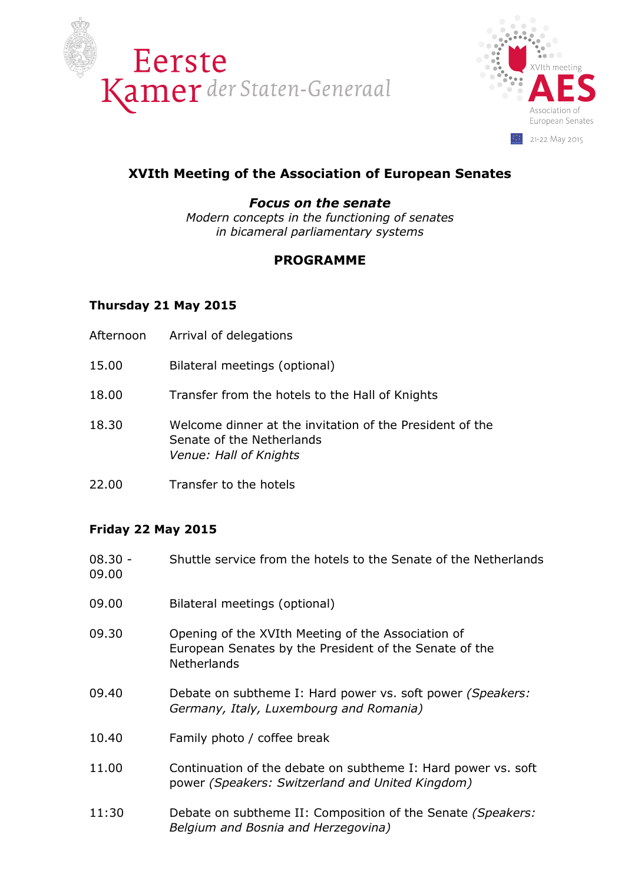Eerste Kamer der Staten-Generaal

XVIth meeting AES Association of European Senates 21-22 May 2015

# XVIth Meeting of the Association of European Senates

***Focus on the senate***
*Modern concepts in the functioning of senates in bicameral parliamentary systems*

## PROGRAMME

### Thursday 21 May 2015

| | |
|---|---|
| Afternoon | Arrival of delegations |
| 15.00 | Bilateral meetings (optional) |
| 18.00 | Transfer from the hotels to the Hall of Knights |
| 18.30 | Welcome dinner at the invitation of the President of the Senate of the Netherlands<br>*Venue: Hall of Knights* |
| 22.00 | Transfer to the hotels |

### Friday 22 May 2015

| | |
|---|---|
| 08.30 - 09.00 | Shuttle service from the hotels to the Senate of the Netherlands |
| 09.00 | Bilateral meetings (optional) |
| 09.30 | Opening of the XVIth Meeting of the Association of European Senates by the President of the Senate of the Netherlands |
| 09.40 | Debate on subtheme I: Hard power vs. soft power *(Speakers: Germany, Italy, Luxembourg and Romania)* |
| 10.40 | Family photo / coffee break |
| 11.00 | Continuation of the debate on subtheme I: Hard power vs. soft power *(Speakers: Switzerland and United Kingdom)* |
| 11:30 | Debate on subtheme II: Composition of the Senate *(Speakers: Belgium and Bosnia and Herzegovina)* |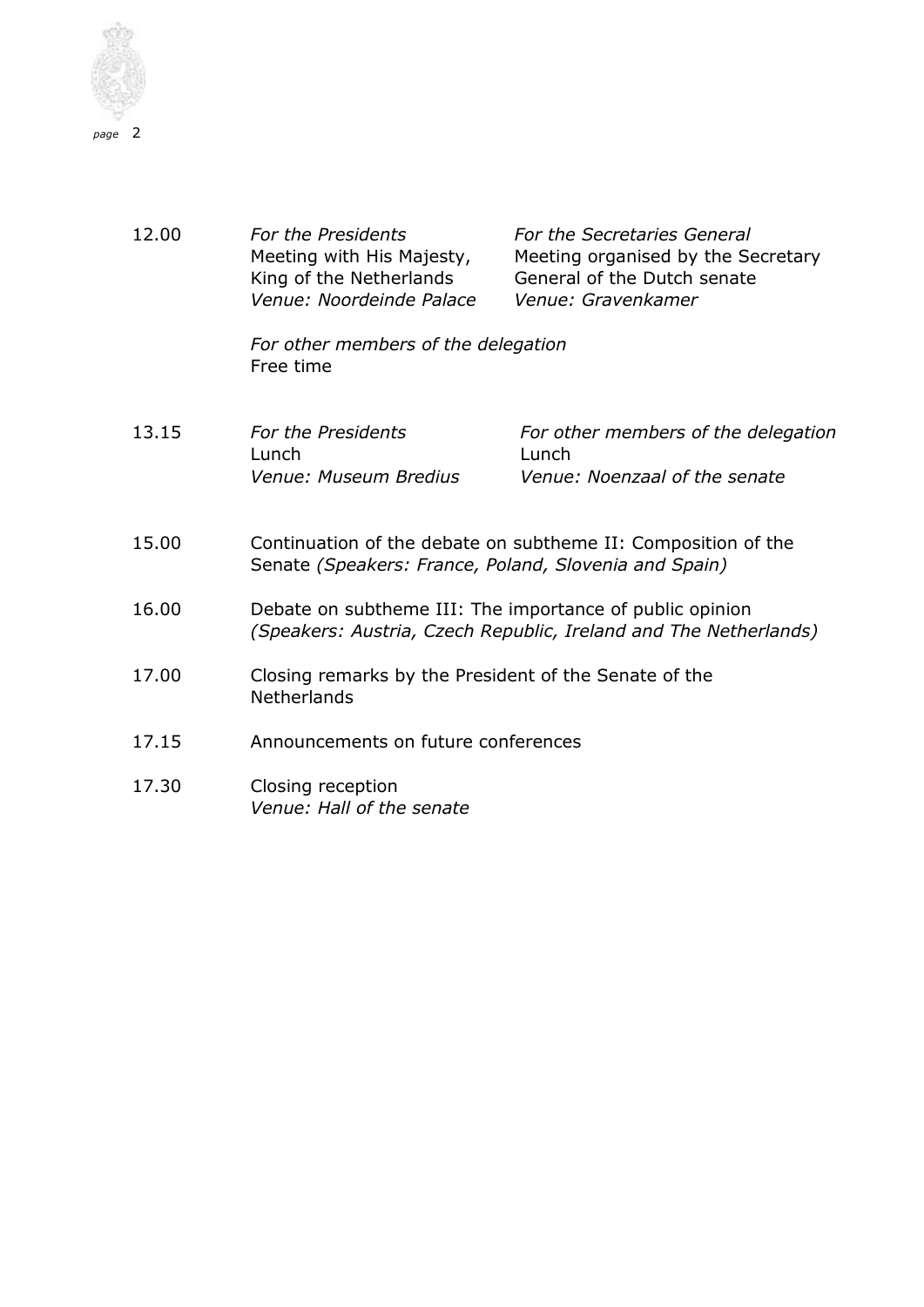| | | |
|---|---|---|
| 12.00 | *For the Presidents*<br>Meeting with His Majesty, King of the Netherlands<br>*Venue: Noordeinde Palace* | *For the Secretaries General*<br>Meeting organised by the Secretary General of the Dutch senate<br>*Venue: Gravenkamer* |
| | *For other members of the delegation*<br>Free time | |
| 13.15 | *For the Presidents*<br>Lunch<br>*Venue: Museum Bredius* | *For other members of the delegation*<br>Lunch<br>*Venue: Noenzaal of the senate* |
| 15.00 | Continuation of the debate on subtheme II: Composition of the Senate *(Speakers: France, Poland, Slovenia and Spain)* | |
| 16.00 | Debate on subtheme III: The importance of public opinion *(Speakers: Austria, Czech Republic, Ireland and The Netherlands)* | |
| 17.00 | Closing remarks by the President of the Senate of the Netherlands | |
| 17.15 | Announcements on future conferences | |
| 17.30 | Closing reception<br>*Venue: Hall of the senate* | |